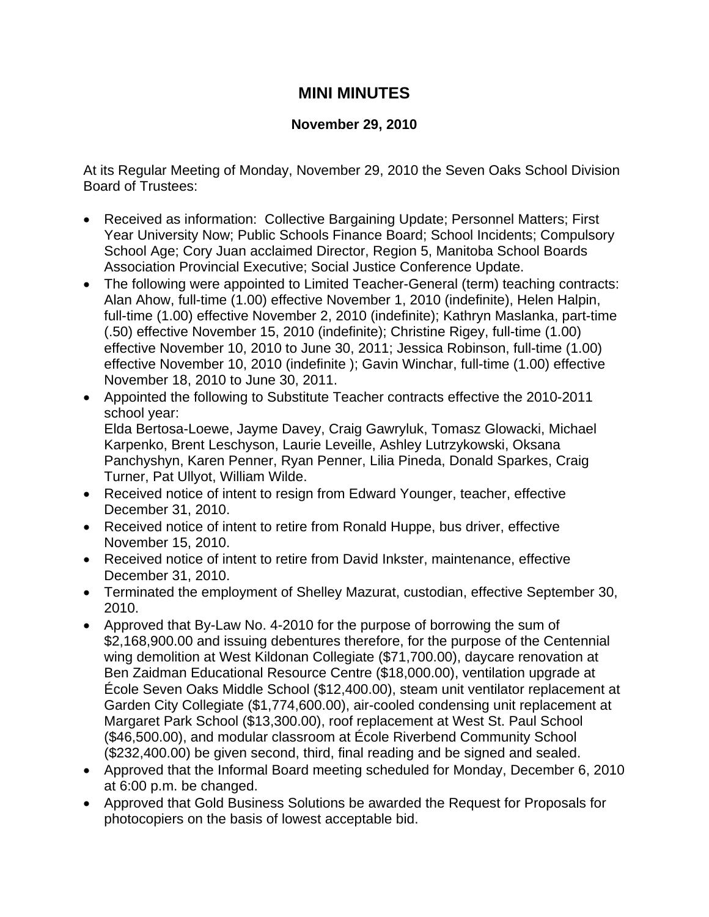# MINI MINUTES

**November 29, 2010**

At its Regular Meeting of Monday, November 29, 2010 the Seven Oaks School Division Board of Trustees:

- Received as information: Collective Bargaining Update; Personnel Matters; First Year University Now; Public Schools Finance Board; School Incidents; Compulsory School Age; Cory Juan acclaimed Director, Region 5, Manitoba School Boards Association Provincial Executive; Social Justice Conference Update.
- The following were appointed to Limited Teacher-General (term) teaching contracts: Alan Ahow, full-time (1.00) effective November 1, 2010 (indefinite), Helen Halpin, full-time (1.00) effective November 2, 2010 (indefinite); Kathryn Maslanka, part-time (.50) effective November 15, 2010 (indefinite); Christine Rigey, full-time (1.00) effective November 10, 2010 to June 30, 2011; Jessica Robinson, full-time (1.00) effective November 10, 2010 (indefinite ); Gavin Winchar, full-time (1.00) effective November 18, 2010 to June 30, 2011.
- Appointed the following to Substitute Teacher contracts effective the 2010-2011 school year:
  Elda Bertosa-Loewe, Jayme Davey, Craig Gawryluk, Tomasz Glowacki, Michael Karpenko, Brent Leschyson, Laurie Leveille, Ashley Lutrzykowski, Oksana Panchyshyn, Karen Penner, Ryan Penner, Lilia Pineda, Donald Sparkes, Craig Turner, Pat Ullyot, William Wilde.
- Received notice of intent to resign from Edward Younger, teacher, effective December 31, 2010.
- Received notice of intent to retire from Ronald Huppe, bus driver, effective November 15, 2010.
- Received notice of intent to retire from David Inkster, maintenance, effective December 31, 2010.
- Terminated the employment of Shelley Mazurat, custodian, effective September 30, 2010.
- Approved that By-Law No. 4-2010 for the purpose of borrowing the sum of $2,168,900.00 and issuing debentures therefore, for the purpose of the Centennial wing demolition at West Kildonan Collegiate ($71,700.00), daycare renovation at Ben Zaidman Educational Resource Centre ($18,000.00), ventilation upgrade at École Seven Oaks Middle School ($12,400.00), steam unit ventilator replacement at Garden City Collegiate ($1,774,600.00), air-cooled condensing unit replacement at Margaret Park School ($13,300.00), roof replacement at West St. Paul School ($46,500.00), and modular classroom at École Riverbend Community School ($232,400.00) be given second, third, final reading and be signed and sealed.
- Approved that the Informal Board meeting scheduled for Monday, December 6, 2010 at 6:00 p.m. be changed.
- Approved that Gold Business Solutions be awarded the Request for Proposals for photocopiers on the basis of lowest acceptable bid.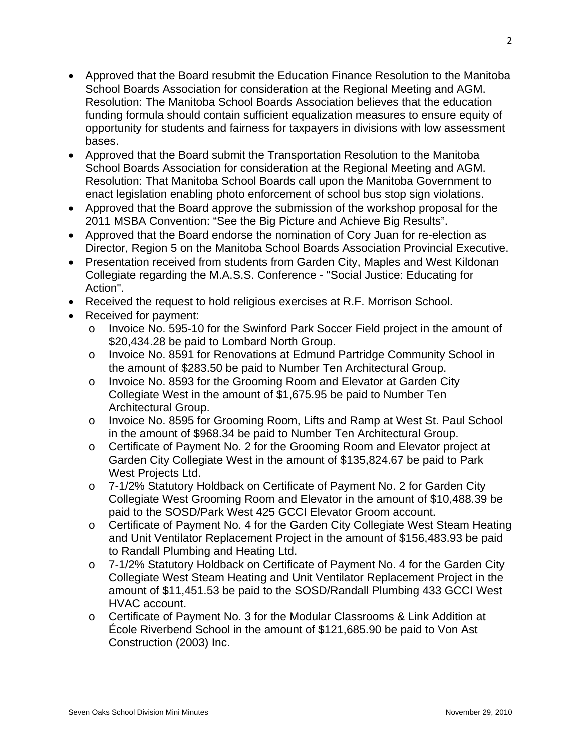- Approved that the Board resubmit the Education Finance Resolution to the Manitoba School Boards Association for consideration at the Regional Meeting and AGM. Resolution: The Manitoba School Boards Association believes that the education funding formula should contain sufficient equalization measures to ensure equity of opportunity for students and fairness for taxpayers in divisions with low assessment bases.
- Approved that the Board submit the Transportation Resolution to the Manitoba School Boards Association for consideration at the Regional Meeting and AGM. Resolution: That Manitoba School Boards call upon the Manitoba Government to enact legislation enabling photo enforcement of school bus stop sign violations.
- Approved that the Board approve the submission of the workshop proposal for the 2011 MSBA Convention: "See the Big Picture and Achieve Big Results".
- Approved that the Board endorse the nomination of Cory Juan for re-election as Director, Region 5 on the Manitoba School Boards Association Provincial Executive.
- Presentation received from students from Garden City, Maples and West Kildonan Collegiate regarding the M.A.S.S. Conference - "Social Justice: Educating for Action".
- Received the request to hold religious exercises at R.F. Morrison School.
- Received for payment:
  - Invoice No. 595-10 for the Swinford Park Soccer Field project in the amount of $20,434.28 be paid to Lombard North Group.
  - Invoice No. 8591 for Renovations at Edmund Partridge Community School in the amount of $283.50 be paid to Number Ten Architectural Group.
  - Invoice No. 8593 for the Grooming Room and Elevator at Garden City Collegiate West in the amount of $1,675.95 be paid to Number Ten Architectural Group.
  - Invoice No. 8595 for Grooming Room, Lifts and Ramp at West St. Paul School in the amount of $968.34 be paid to Number Ten Architectural Group.
  - Certificate of Payment No. 2 for the Grooming Room and Elevator project at Garden City Collegiate West in the amount of $135,824.67 be paid to Park West Projects Ltd.
  - 7-1/2% Statutory Holdback on Certificate of Payment No. 2 for Garden City Collegiate West Grooming Room and Elevator in the amount of $10,488.39 be paid to the SOSD/Park West 425 GCCI Elevator Groom account.
  - Certificate of Payment No. 4 for the Garden City Collegiate West Steam Heating and Unit Ventilator Replacement Project in the amount of $156,483.93 be paid to Randall Plumbing and Heating Ltd.
  - 7-1/2% Statutory Holdback on Certificate of Payment No. 4 for the Garden City Collegiate West Steam Heating and Unit Ventilator Replacement Project in the amount of $11,451.53 be paid to the SOSD/Randall Plumbing 433 GCCI West HVAC account.
  - Certificate of Payment No. 3 for the Modular Classrooms & Link Addition at École Riverbend School in the amount of $121,685.90 be paid to Von Ast Construction (2003) Inc.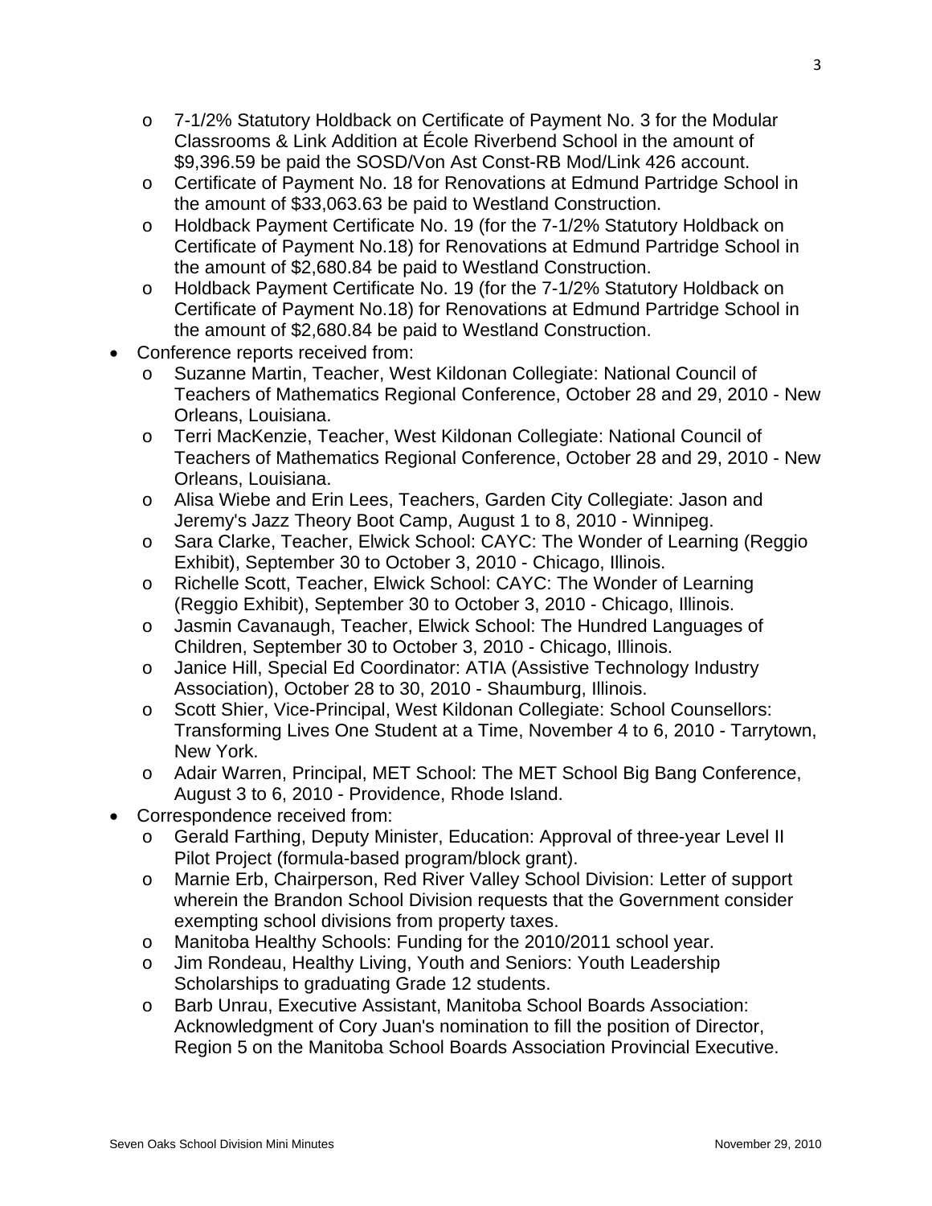- 7-1/2% Statutory Holdback on Certificate of Payment No. 3 for the Modular Classrooms & Link Addition at École Riverbend School in the amount of $9,396.59 be paid the SOSD/Von Ast Const-RB Mod/Link 426 account.
  - Certificate of Payment No. 18 for Renovations at Edmund Partridge School in the amount of $33,063.63 be paid to Westland Construction.
  - Holdback Payment Certificate No. 19 (for the 7-1/2% Statutory Holdback on Certificate of Payment No.18) for Renovations at Edmund Partridge School in the amount of $2,680.84 be paid to Westland Construction.
  - Holdback Payment Certificate No. 19 (for the 7-1/2% Statutory Holdback on Certificate of Payment No.18) for Renovations at Edmund Partridge School in the amount of $2,680.84 be paid to Westland Construction.
- Conference reports received from:
  - Suzanne Martin, Teacher, West Kildonan Collegiate: National Council of Teachers of Mathematics Regional Conference, October 28 and 29, 2010 - New Orleans, Louisiana.
  - Terri MacKenzie, Teacher, West Kildonan Collegiate: National Council of Teachers of Mathematics Regional Conference, October 28 and 29, 2010 - New Orleans, Louisiana.
  - Alisa Wiebe and Erin Lees, Teachers, Garden City Collegiate: Jason and Jeremy's Jazz Theory Boot Camp, August 1 to 8, 2010 - Winnipeg.
  - Sara Clarke, Teacher, Elwick School: CAYC: The Wonder of Learning (Reggio Exhibit), September 30 to October 3, 2010 - Chicago, Illinois.
  - Richelle Scott, Teacher, Elwick School: CAYC: The Wonder of Learning (Reggio Exhibit), September 30 to October 3, 2010 - Chicago, Illinois.
  - Jasmin Cavanaugh, Teacher, Elwick School: The Hundred Languages of Children, September 30 to October 3, 2010 - Chicago, Illinois.
  - Janice Hill, Special Ed Coordinator: ATIA (Assistive Technology Industry Association), October 28 to 30, 2010 - Shaumburg, Illinois.
  - Scott Shier, Vice-Principal, West Kildonan Collegiate: School Counsellors: Transforming Lives One Student at a Time, November 4 to 6, 2010 - Tarrytown, New York.
  - Adair Warren, Principal, MET School: The MET School Big Bang Conference, August 3 to 6, 2010 - Providence, Rhode Island.
- Correspondence received from:
  - Gerald Farthing, Deputy Minister, Education: Approval of three-year Level II Pilot Project (formula-based program/block grant).
  - Marnie Erb, Chairperson, Red River Valley School Division: Letter of support wherein the Brandon School Division requests that the Government consider exempting school divisions from property taxes.
  - Manitoba Healthy Schools: Funding for the 2010/2011 school year.
  - Jim Rondeau, Healthy Living, Youth and Seniors: Youth Leadership Scholarships to graduating Grade 12 students.
  - Barb Unrau, Executive Assistant, Manitoba School Boards Association: Acknowledgment of Cory Juan's nomination to fill the position of Director, Region 5 on the Manitoba School Boards Association Provincial Executive.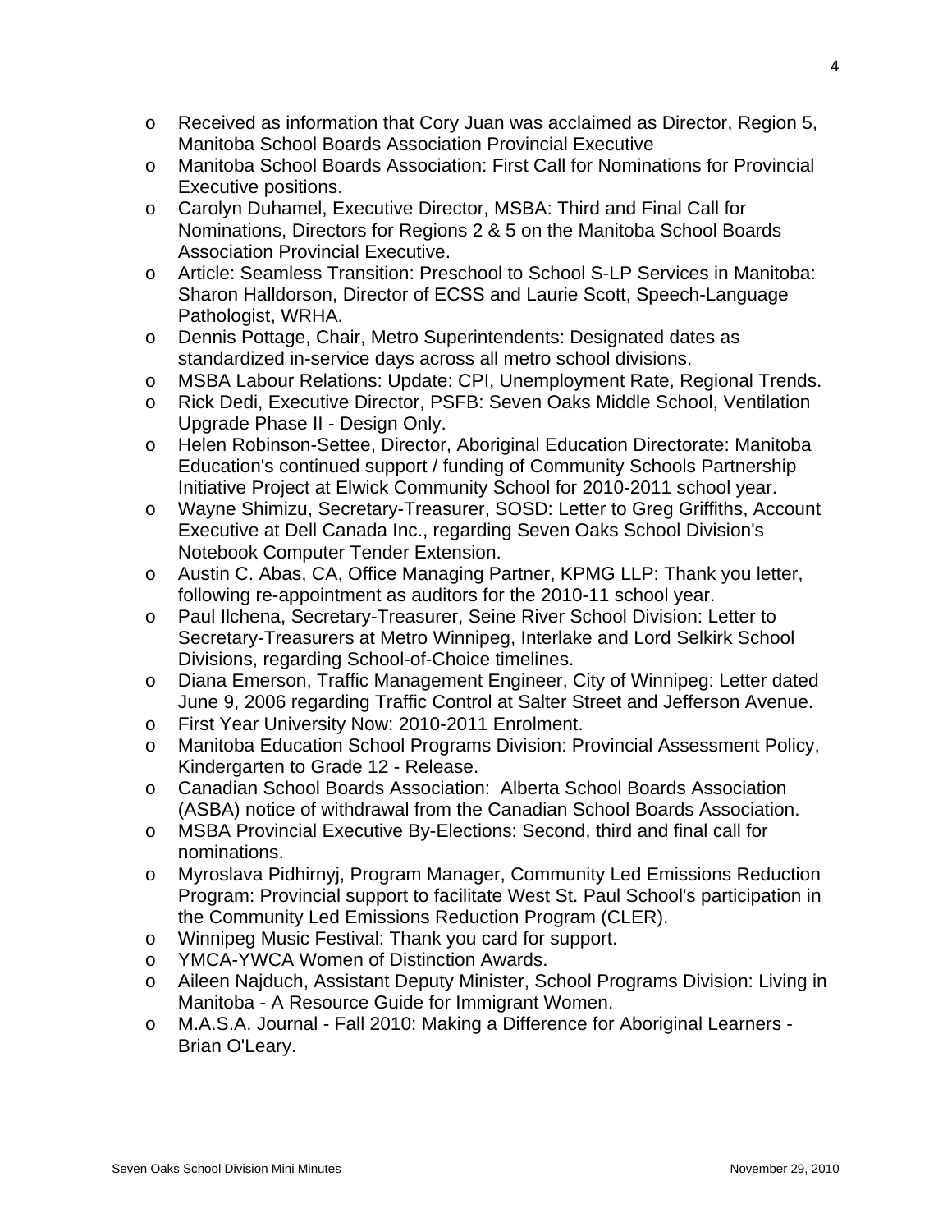- Received as information that Cory Juan was acclaimed as Director, Region 5, Manitoba School Boards Association Provincial Executive
- Manitoba School Boards Association: First Call for Nominations for Provincial Executive positions.
- Carolyn Duhamel, Executive Director, MSBA: Third and Final Call for Nominations, Directors for Regions 2 & 5 on the Manitoba School Boards Association Provincial Executive.
- Article: Seamless Transition: Preschool to School S-LP Services in Manitoba: Sharon Halldorson, Director of ECSS and Laurie Scott, Speech-Language Pathologist, WRHA.
- Dennis Pottage, Chair, Metro Superintendents: Designated dates as standardized in-service days across all metro school divisions.
- MSBA Labour Relations: Update: CPI, Unemployment Rate, Regional Trends.
- Rick Dedi, Executive Director, PSFB: Seven Oaks Middle School, Ventilation Upgrade Phase II - Design Only.
- Helen Robinson-Settee, Director, Aboriginal Education Directorate: Manitoba Education's continued support / funding of Community Schools Partnership Initiative Project at Elwick Community School for 2010-2011 school year.
- Wayne Shimizu, Secretary-Treasurer, SOSD: Letter to Greg Griffiths, Account Executive at Dell Canada Inc., regarding Seven Oaks School Division's Notebook Computer Tender Extension.
- Austin C. Abas, CA, Office Managing Partner, KPMG LLP: Thank you letter, following re-appointment as auditors for the 2010-11 school year.
- Paul Ilchena, Secretary-Treasurer, Seine River School Division: Letter to Secretary-Treasurers at Metro Winnipeg, Interlake and Lord Selkirk School Divisions, regarding School-of-Choice timelines.
- Diana Emerson, Traffic Management Engineer, City of Winnipeg: Letter dated June 9, 2006 regarding Traffic Control at Salter Street and Jefferson Avenue.
- First Year University Now: 2010-2011 Enrolment.
- Manitoba Education School Programs Division: Provincial Assessment Policy, Kindergarten to Grade 12 - Release.
- Canadian School Boards Association: Alberta School Boards Association (ASBA) notice of withdrawal from the Canadian School Boards Association.
- MSBA Provincial Executive By-Elections: Second, third and final call for nominations.
- Myroslava Pidhirnyj, Program Manager, Community Led Emissions Reduction Program: Provincial support to facilitate West St. Paul School's participation in the Community Led Emissions Reduction Program (CLER).
- Winnipeg Music Festival: Thank you card for support.
- YMCA-YWCA Women of Distinction Awards.
- Aileen Najduch, Assistant Deputy Minister, School Programs Division: Living in Manitoba - A Resource Guide for Immigrant Women.
- M.A.S.A. Journal - Fall 2010: Making a Difference for Aboriginal Learners - Brian O'Leary.